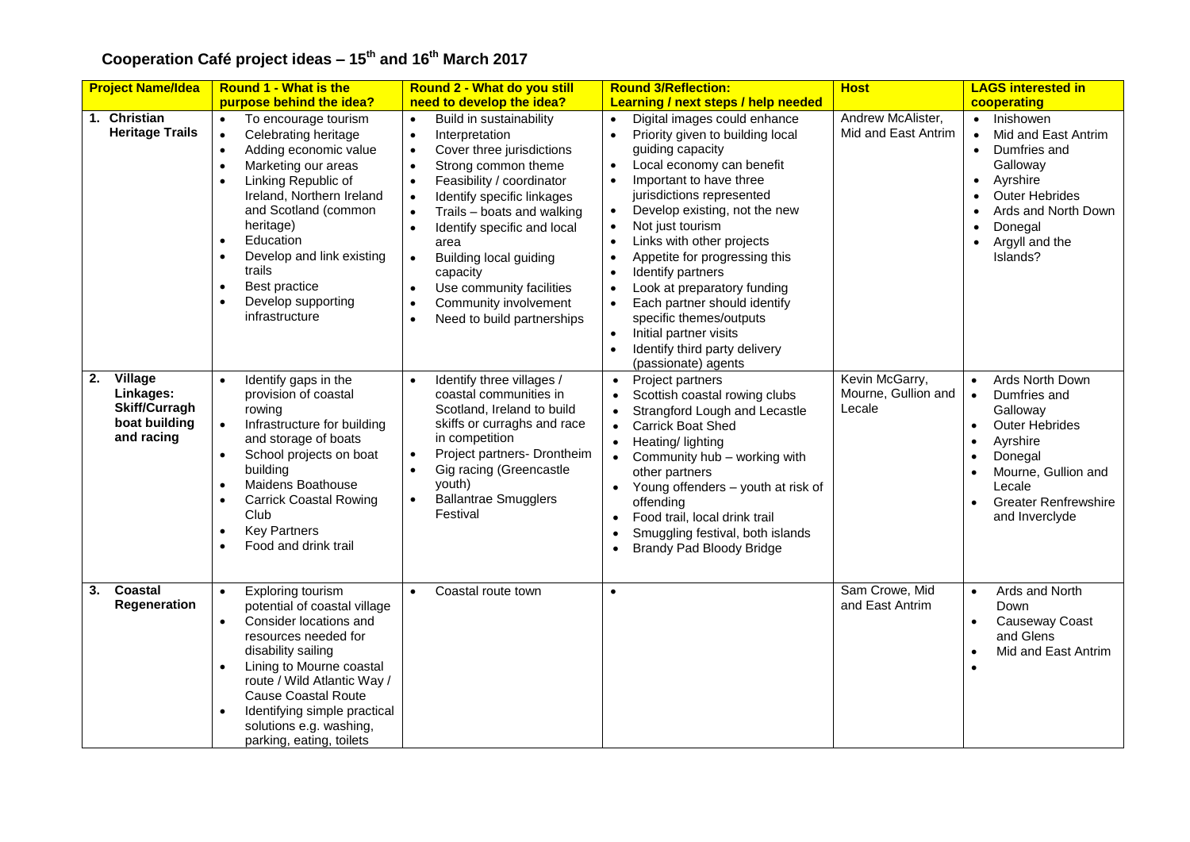# Cooperation Café project ideas – 15th and 16th March 2017

| Project Name/Idea | Round 1 - What is the purpose behind the idea? | Round 2 - What do you still need to develop the idea? | Round 3/Reflection: Learning / next steps / help needed | Host | LAGS interested in cooperating |
|---|---|---|---|---|---|
| 1. **Christian Heritage Trails** | • To encourage tourism<br>• Celebrating heritage<br>• Adding economic value<br>• Marketing our areas<br>• Linking Republic of Ireland, Northern Ireland and Scotland (common heritage)<br>• Education<br>• Develop and link existing trails<br>• Best practice<br>• Develop supporting infrastructure | • Build in sustainability<br>• Interpretation<br>• Cover three jurisdictions<br>• Strong common theme<br>• Feasibility / coordinator<br>• Identify specific linkages<br>• Trails – boats and walking<br>• Identify specific and local area<br>• Building local guiding capacity<br>• Use community facilities<br>• Community involvement<br>• Need to build partnerships | • Digital images could enhance<br>• Priority given to building local guiding capacity<br>• Local economy can benefit<br>• Important to have three jurisdictions represented<br>• Develop existing, not the new<br>• Not just tourism<br>• Links with other projects<br>• Appetite for progressing this<br>• Identify partners<br>• Look at preparatory funding<br>• Each partner should identify specific themes/outputs<br>• Initial partner visits<br>• Identify third party delivery (passionate) agents | Andrew McAlister, Mid and East Antrim | • Inishowen<br>• Mid and East Antrim<br>• Dumfries and Galloway<br>• Ayrshire<br>• Outer Hebrides<br>• Ards and North Down<br>• Donegal<br>• Argyll and the Islands? |
| 2. **Village Linkages: Skiff/Curragh boat building and racing** | • Identify gaps in the provision of coastal rowing<br>• Infrastructure for building and storage of boats<br>• School projects on boat building<br>• Maidens Boathouse<br>• Carrick Coastal Rowing Club<br>• Key Partners<br>• Food and drink trail | • Identify three villages / coastal communities in Scotland, Ireland to build skiffs or curraghs and race in competition<br>• Project partners- Drontheim<br>• Gig racing (Greencastle youth)<br>• Ballantrae Smugglers Festival | • Project partners<br>• Scottish coastal rowing clubs<br>• Strangford Lough and Lecastle<br>• Carrick Boat Shed<br>• Heating/ lighting<br>• Community hub – working with other partners<br>• Young offenders – youth at risk of offending<br>• Food trail, local drink trail<br>• Smuggling festival, both islands<br>• Brandy Pad Bloody Bridge | Kevin McGarry, Mourne, Gullion and Lecale | • Ards North Down<br>• Dumfries and Galloway<br>• Outer Hebrides<br>• Ayrshire<br>• Donegal<br>• Mourne, Gullion and Lecale<br>• Greater Renfrewshire and Inverclyde |
| 3. **Coastal Regeneration** | • Exploring tourism potential of coastal village<br>• Consider locations and resources needed for disability sailing<br>• Lining to Mourne coastal route / Wild Atlantic Way / Cause Coastal Route<br>• Identifying simple practical solutions e.g. washing, parking, eating, toilets | • Coastal route town | • | Sam Crowe, Mid and East Antrim | • Ards and North Down<br>• Causeway Coast and Glens<br>• Mid and East Antrim<br>• |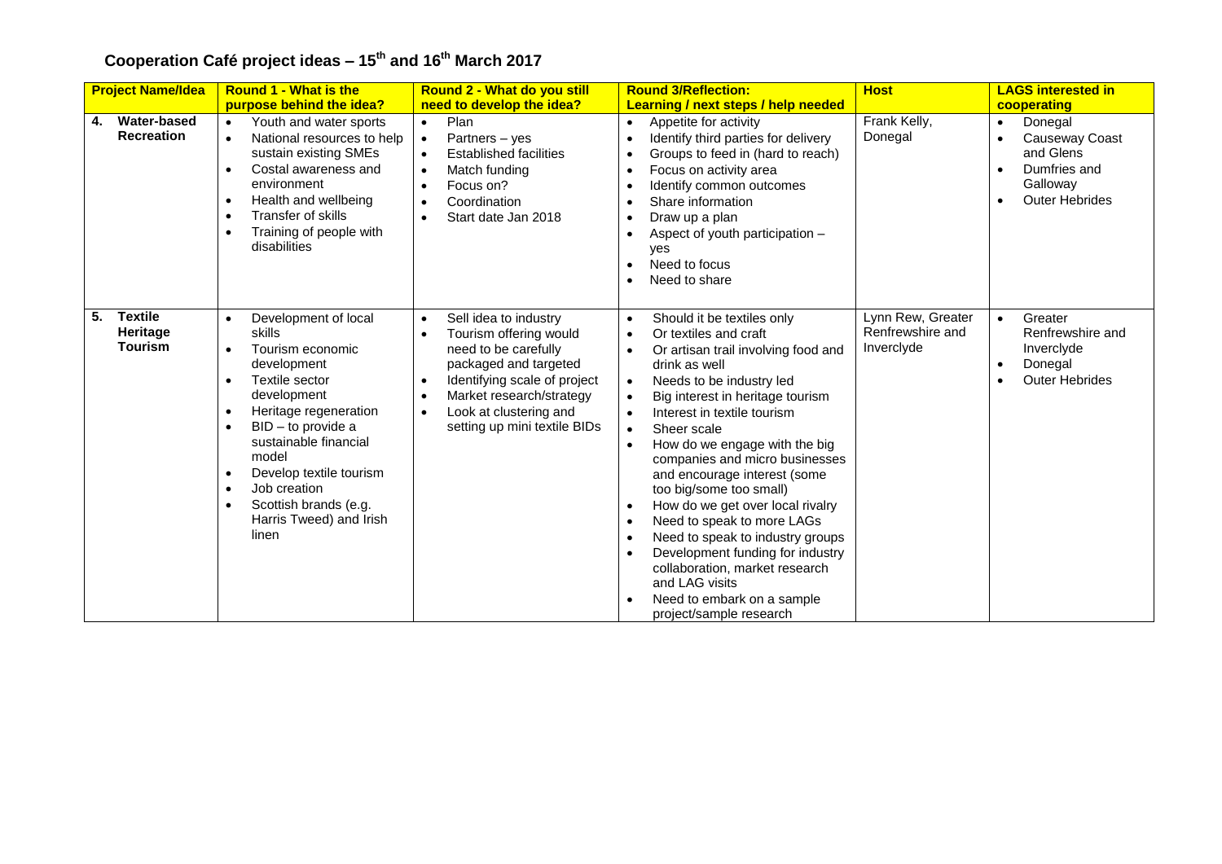## Cooperation Café project ideas – 15th and 16th March 2017

| Project Name/Idea | Round 1 - What is the purpose behind the idea? | Round 2 - What do you still need to develop the idea? | Round 3/Reflection: Learning / next steps / help needed | Host | LAGS interested in cooperating |
|---|---|---|---|---|---|
| **4. Water-based Recreation** | • Youth and water sports<br>• National resources to help sustain existing SMEs<br>• Costal awareness and environment<br>• Health and wellbeing<br>• Transfer of skills<br>• Training of people with disabilities | • Plan<br>• Partners – yes<br>• Established facilities<br>• Match funding<br>• Focus on?<br>• Coordination<br>• Start date Jan 2018 | • Appetite for activity<br>• Identify third parties for delivery<br>• Groups to feed in (hard to reach)<br>• Focus on activity area<br>• Identify common outcomes<br>• Share information<br>• Draw up a plan<br>• Aspect of youth participation – yes<br>• Need to focus<br>• Need to share | Frank Kelly, Donegal | • Donegal<br>• Causeway Coast and Glens<br>• Dumfries and Galloway<br>• Outer Hebrides |
| **5. Textile Heritage Tourism** | • Development of local skills<br>• Tourism economic development<br>• Textile sector development<br>• Heritage regeneration<br>• BID – to provide a sustainable financial model<br>• Develop textile tourism<br>• Job creation<br>• Scottish brands (e.g. Harris Tweed) and Irish linen | • Sell idea to industry<br>• Tourism offering would need to be carefully packaged and targeted<br>• Identifying scale of project<br>• Market research/strategy<br>• Look at clustering and setting up mini textile BIDs | • Should it be textiles only<br>• Or textiles and craft<br>• Or artisan trail involving food and drink as well<br>• Needs to be industry led<br>• Big interest in heritage tourism<br>• Interest in textile tourism<br>• Sheer scale<br>• How do we engage with the big companies and micro businesses and encourage interest (some too big/some too small)<br>• How do we get over local rivalry<br>• Need to speak to more LAGs<br>• Need to speak to industry groups<br>• Development funding for industry collaboration, market research and LAG visits<br>• Need to embark on a sample project/sample research | Lynn Rew, Greater Renfrewshire and Inverclyde | • Greater Renfrewshire and Inverclyde<br>• Donegal<br>• Outer Hebrides |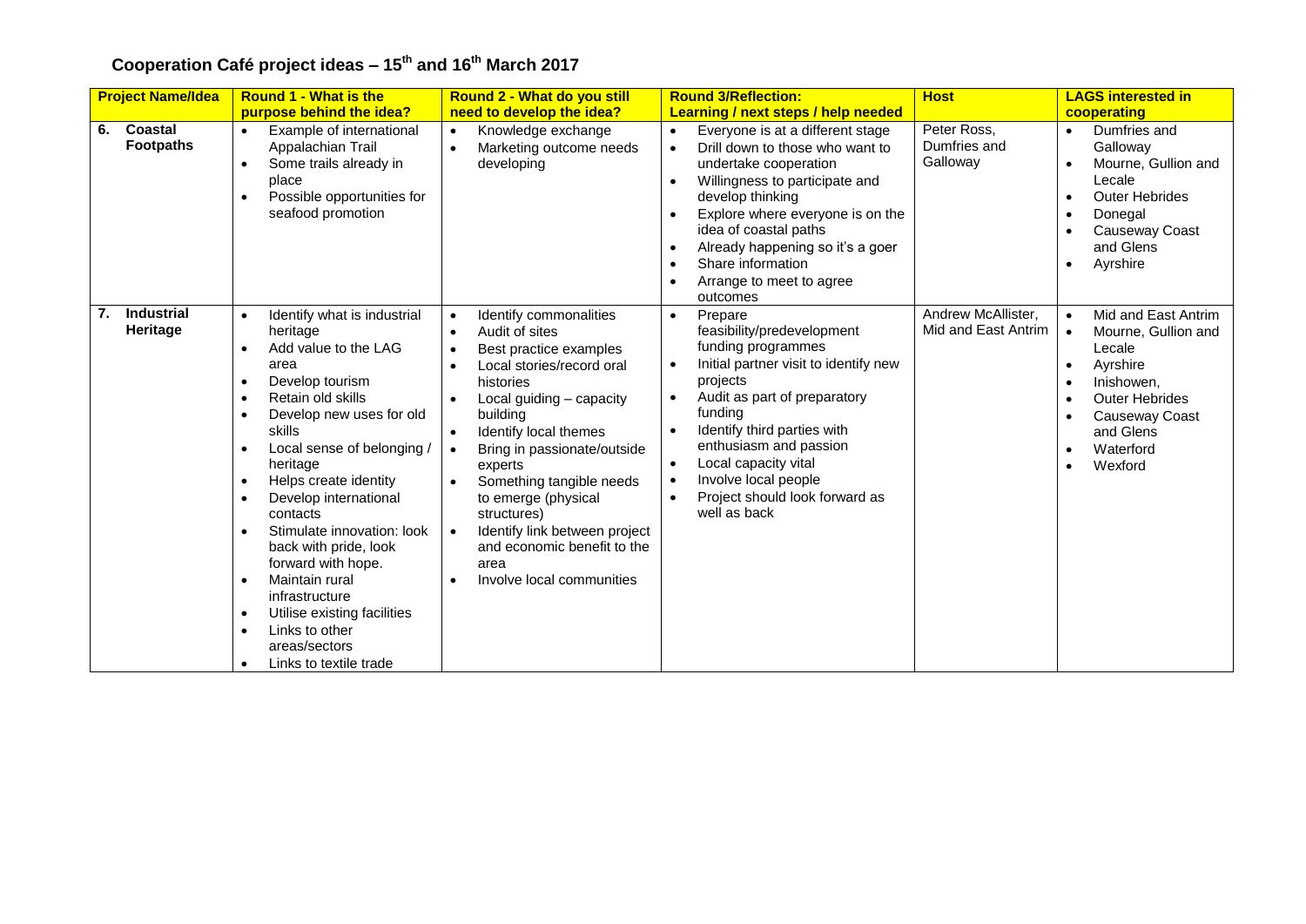## Cooperation Café project ideas – 15th and 16th March 2017

| Project Name/Idea | Round 1 - What is the purpose behind the idea? | Round 2 - What do you still need to develop the idea? | Round 3/Reflection: Learning / next steps / help needed | Host | LAGS interested in cooperating |
|---|---|---|---|---|---|
| **6. Coastal Footpaths** | • Example of international Appalachian Trail<br>• Some trails already in place<br>• Possible opportunities for seafood promotion | • Knowledge exchange<br>• Marketing outcome needs developing | • Everyone is at a different stage<br>• Drill down to those who want to undertake cooperation<br>• Willingness to participate and develop thinking<br>• Explore where everyone is on the idea of coastal paths<br>• Already happening so it's a goer<br>• Share information<br>• Arrange to meet to agree outcomes | Peter Ross, Dumfries and Galloway | • Dumfries and Galloway<br>• Mourne, Gullion and Lecale<br>• Outer Hebrides<br>• Donegal<br>• Causeway Coast and Glens<br>• Ayrshire |
| **7. Industrial Heritage** | • Identify what is industrial heritage<br>• Add value to the LAG area<br>• Develop tourism<br>• Retain old skills<br>• Develop new uses for old skills<br>• Local sense of belonging / heritage<br>• Helps create identity<br>• Develop international contacts<br>• Stimulate innovation: look back with pride, look forward with hope.<br>• Maintain rural infrastructure<br>• Utilise existing facilities<br>• Links to other areas/sectors<br>• Links to textile trade | • Identify commonalities<br>• Audit of sites<br>• Best practice examples<br>• Local stories/record oral histories<br>• Local guiding – capacity building<br>• Identify local themes<br>• Bring in passionate/outside experts<br>• Something tangible needs to emerge (physical structures)<br>• Identify link between project and economic benefit to the area<br>• Involve local communities | • Prepare feasibility/predevelopment funding programmes<br>• Initial partner visit to identify new projects<br>• Audit as part of preparatory funding<br>• Identify third parties with enthusiasm and passion<br>• Local capacity vital<br>• Involve local people<br>• Project should look forward as well as back | Andrew McAllister, Mid and East Antrim | • Mid and East Antrim<br>• Mourne, Gullion and Lecale<br>• Ayrshire<br>• Inishowen,<br>• Outer Hebrides<br>• Causeway Coast and Glens<br>• Waterford<br>• Wexford |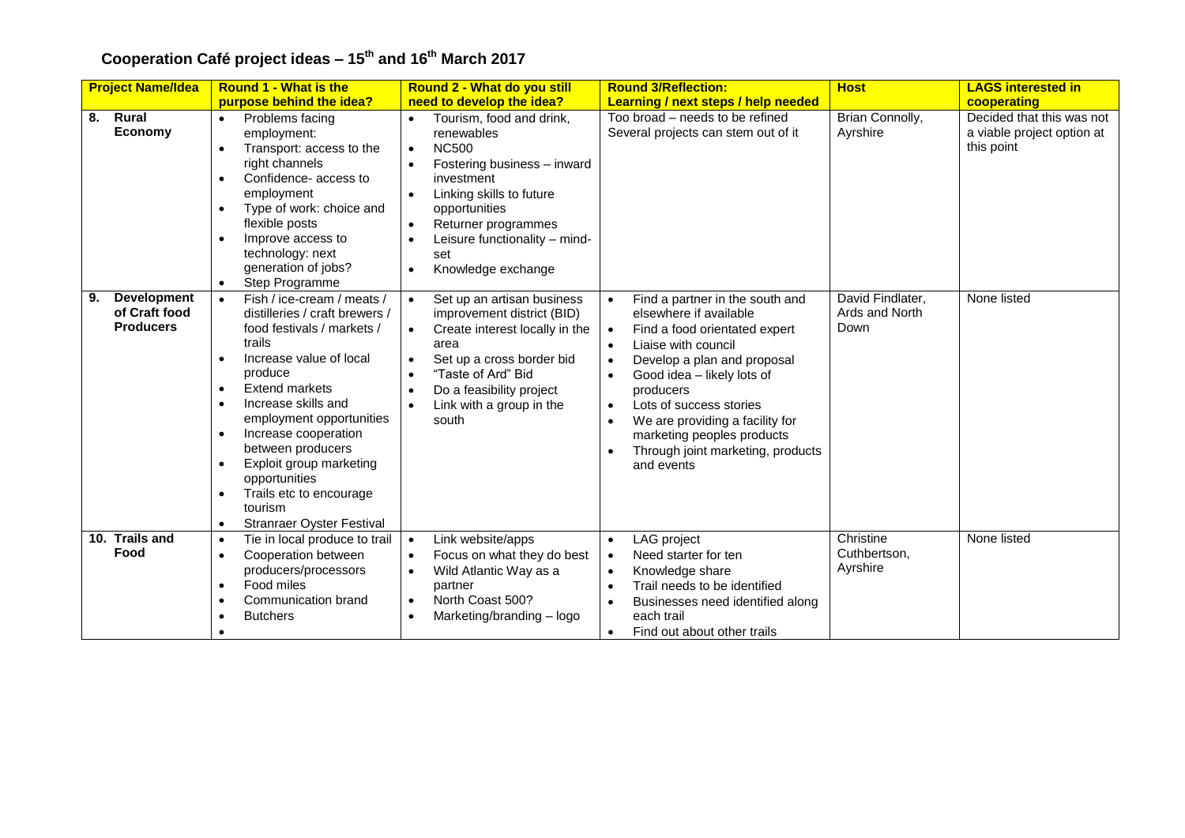## Cooperation Café project ideas – 15th and 16th March 2017

| Project Name/Idea | Round 1 - What is the purpose behind the idea? | Round 2 - What do you still need to develop the idea? | Round 3/Reflection: Learning / next steps / help needed | Host | LAGS interested in cooperating |
|---|---|---|---|---|---|
| **8. Rural Economy** | • Problems facing employment:<br>• Transport: access to the right channels<br>• Confidence- access to employment<br>• Type of work: choice and flexible posts<br>• Improve access to technology: next generation of jobs?<br>• Step Programme | • Tourism, food and drink, renewables<br>• NC500<br>• Fostering business – inward investment<br>• Linking skills to future opportunities<br>• Returner programmes<br>• Leisure functionality – mind-set<br>• Knowledge exchange | Too broad – needs to be refined<br>Several projects can stem out of it | Brian Connolly, Ayrshire | Decided that this was not a viable project option at this point |
| **9. Development of Craft food Producers** | • Fish / ice-cream / meats / distilleries / craft brewers / food festivals / markets / trails<br>• Increase value of local produce<br>• Extend markets<br>• Increase skills and employment opportunities<br>• Increase cooperation between producers<br>• Exploit group marketing opportunities<br>• Trails etc to encourage tourism<br>• Stranraer Oyster Festival | • Set up an artisan business improvement district (BID)<br>• Create interest locally in the area<br>• Set up a cross border bid<br>• "Taste of Ard" Bid<br>• Do a feasibility project<br>• Link with a group in the south | • Find a partner in the south and elsewhere if available<br>• Find a food orientated expert<br>• Liaise with council<br>• Develop a plan and proposal<br>• Good idea – likely lots of producers<br>• Lots of success stories<br>• We are providing a facility for marketing peoples products<br>• Through joint marketing, products and events | David Findlater, Ards and North Down | None listed |
| **10. Trails and Food** | • Tie in local produce to trail<br>• Cooperation between producers/processors<br>• Food miles<br>• Communication brand<br>• Butchers<br>• | • Link website/apps<br>• Focus on what they do best<br>• Wild Atlantic Way as a partner<br>• North Coast 500?<br>• Marketing/branding – logo | • LAG project<br>• Need starter for ten<br>• Knowledge share<br>• Trail needs to be identified<br>• Businesses need identified along each trail<br>• Find out about other trails | Christine Cuthbertson, Ayrshire | None listed |